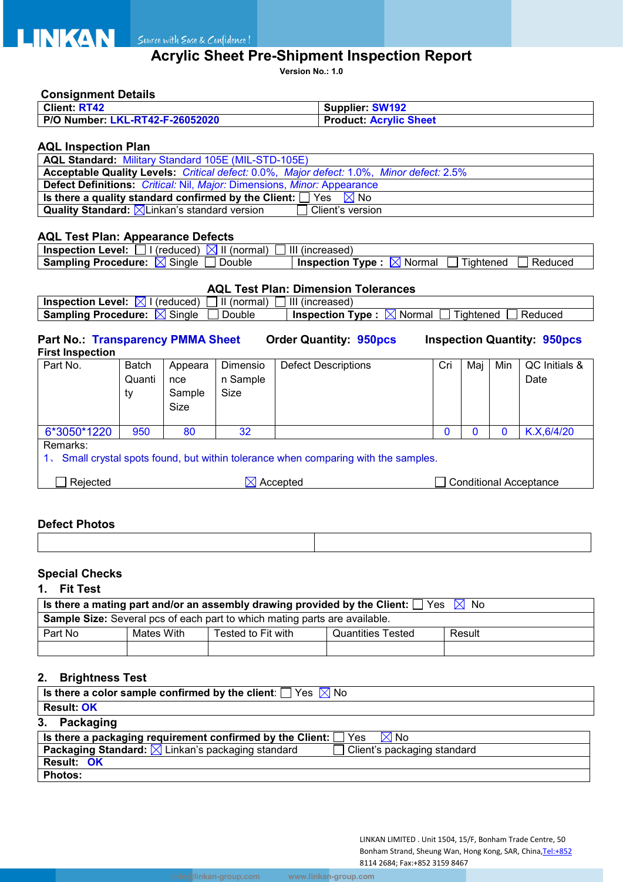# Acrylic Sheet Pre-Shipment Inspection Report

**Version No.: 1.0**

## Consignment Details

| **Client:** RT42 | **Supplier:** SW192 |
|---|---|
| **P/O Number:** LKL-RT42-F-26052020 | **Product:** Acrylic Sheet |

## AQL Inspection Plan

| |
|---|
| **AQL Standard:** Military Standard 105E (MIL-STD-105E) |
| **Acceptable Quality Levels:** *Critical defect:* 0.0%, *Major defect:* 1.0%, *Minor defect:* 2.5% |
| **Defect Definitions:** *Critical:* Nil, *Major:* Dimensions, *Minor:* Appearance |
| **Is there a quality standard confirmed by the Client:** ☐ Yes ☒ No |
| **Quality Standard:** ☒ Linkan's standard version ☐ Client's version |

## AQL Test Plan: Appearance Defects

| | |
|---|---|
| **Inspection Level:** ☐ I (reduced) ☒ II (normal) ☐ III (increased) | |
| **Sampling Procedure:** ☒ Single ☐ Double | **Inspection Type :** ☒ Normal ☐ Tightened ☐ Reduced |

## AQL Test Plan: Dimension Tolerances

| | |
|---|---|
| **Inspection Level:** ☒ I (reduced) ☐ II (normal) ☐ III (increased) | |
| **Sampling Procedure:** ☒ Single ☐ Double | **Inspection Type :** ☒ Normal ☐ Tightened ☐ Reduced |

**Part No.: Transparency PMMA Sheet** **Order Quantity: 950pcs** **Inspection Quantity: 950pcs**

**First Inspection**

| Part No. | Batch Quantity | Appearance Sample Size | Dimension Sample Size | Defect Descriptions | Cri | Maj | Min | QC Initials & Date |
|---|---|---|---|---|---|---|---|---|
| 6*3050*1220 | 950 | 80 | 32 | | 0 | 0 | 0 | K.X,6/4/20 |

Remarks:

1、 Small crystal spots found, but within tolerance when comparing with the samples.

☐ Rejected ☒ Accepted ☐ Conditional Acceptance

## Defect Photos

| | |
|---|---|
| | |

## Special Checks

### 1. Fit Test

| | | | | |
|---|---|---|---|---|
| **Is there a mating part and/or an assembly drawing provided by the Client:** ☐ Yes ☒ No | | | | |
| **Sample Size:** Several pcs of each part to which mating parts are available. | | | | |
| Part No | Mates With | Tested to Fit with | Quantities Tested | Result |
| | | | | |

### 2. Brightness Test

| |
|---|
| **Is there a color sample confirmed by the client:** ☐ Yes ☒ No |
| **Result:** OK |

### 3. Packaging

| |
|---|
| **Is there a packaging requirement confirmed by the Client:** ☐ Yes ☒ No |
| **Packaging Standard:** ☒ Linkan's packaging standard ☐ Client's packaging standard |
| **Result:** OK |
| **Photos:** |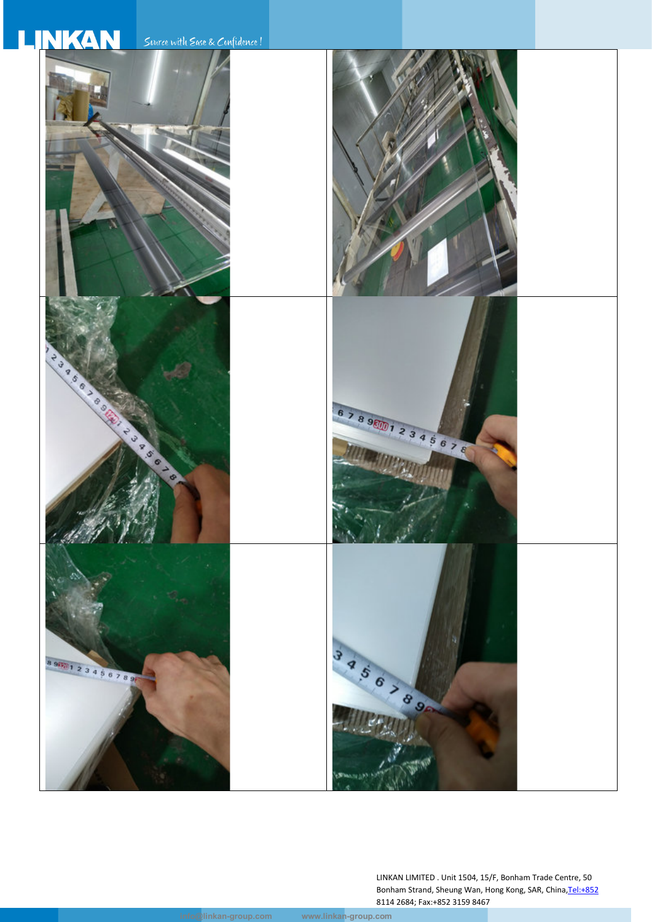LINKAN LIMITED . Unit 1504, 15/F, Bonham Trade Centre, 50 Bonham Strand, Sheung Wan, Hong Kong, SAR, China,Tel:+852 8114 2684; Fax:+852 3159 8467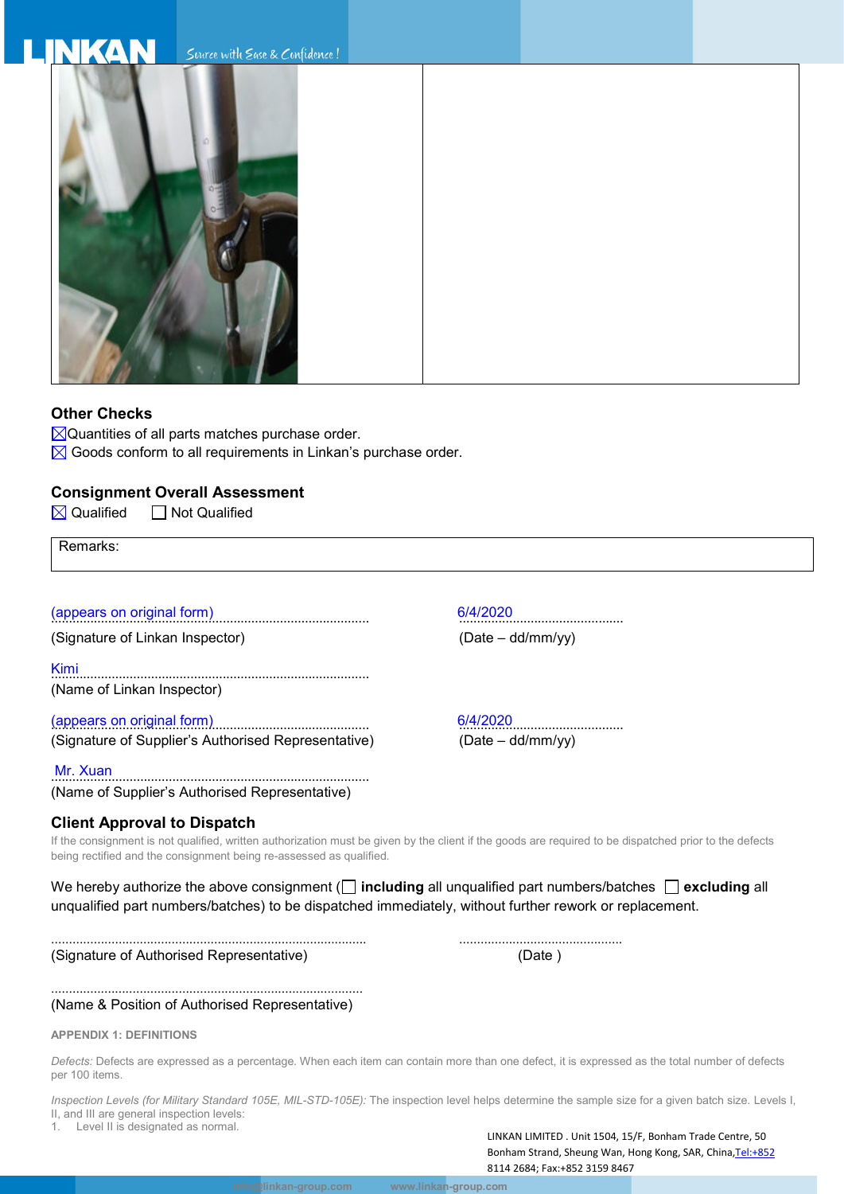## Other Checks

☒Quantities of all parts matches purchase order.

☒ Goods conform to all requirements in Linkan's purchase order.

## Consignment Overall Assessment

☒ Qualified ☐ Not Qualified

| Remarks: |
|---|

(appears on original form) ............ 6/4/2020 ............

(Signature of Linkan Inspector) (Date – dd/mm/yy)

Kimi ............

(Name of Linkan Inspector)

(appears on original form) ............ 6/4/2020 ............

(Signature of Supplier's Authorised Representative) (Date – dd/mm/yy)

Mr. Xuan ............

(Name of Supplier's Authorised Representative)

## Client Approval to Dispatch

If the consignment is not qualified, written authorization must be given by the client if the goods are required to be dispatched prior to the defects being rectified and the consignment being re-assessed as qualified.

We hereby authorize the above consignment (☐ **including** all unqualified part numbers/batches ☐ **excluding** all unqualified part numbers/batches) to be dispatched immediately, without further rework or replacement.

............ ............

(Signature of Authorised Representative) (Date )

............

(Name & Position of Authorised Representative)

**APPENDIX 1: DEFINITIONS**

*Defects:* Defects are expressed as a percentage. When each item can contain more than one defect, it is expressed as the total number of defects per 100 items.

*Inspection Levels (for Military Standard 105E, MIL-STD-105E):* The inspection level helps determine the sample size for a given batch size. Levels I, II, and III are general inspection levels:

1. Level II is designated as normal.

LINKAN LIMITED . Unit 1504, 15/F, Bonham Trade Centre, 50 Bonham Strand, Sheung Wan, Hong Kong, SAR, China,Tel:+852 8114 2684; Fax:+852 3159 8467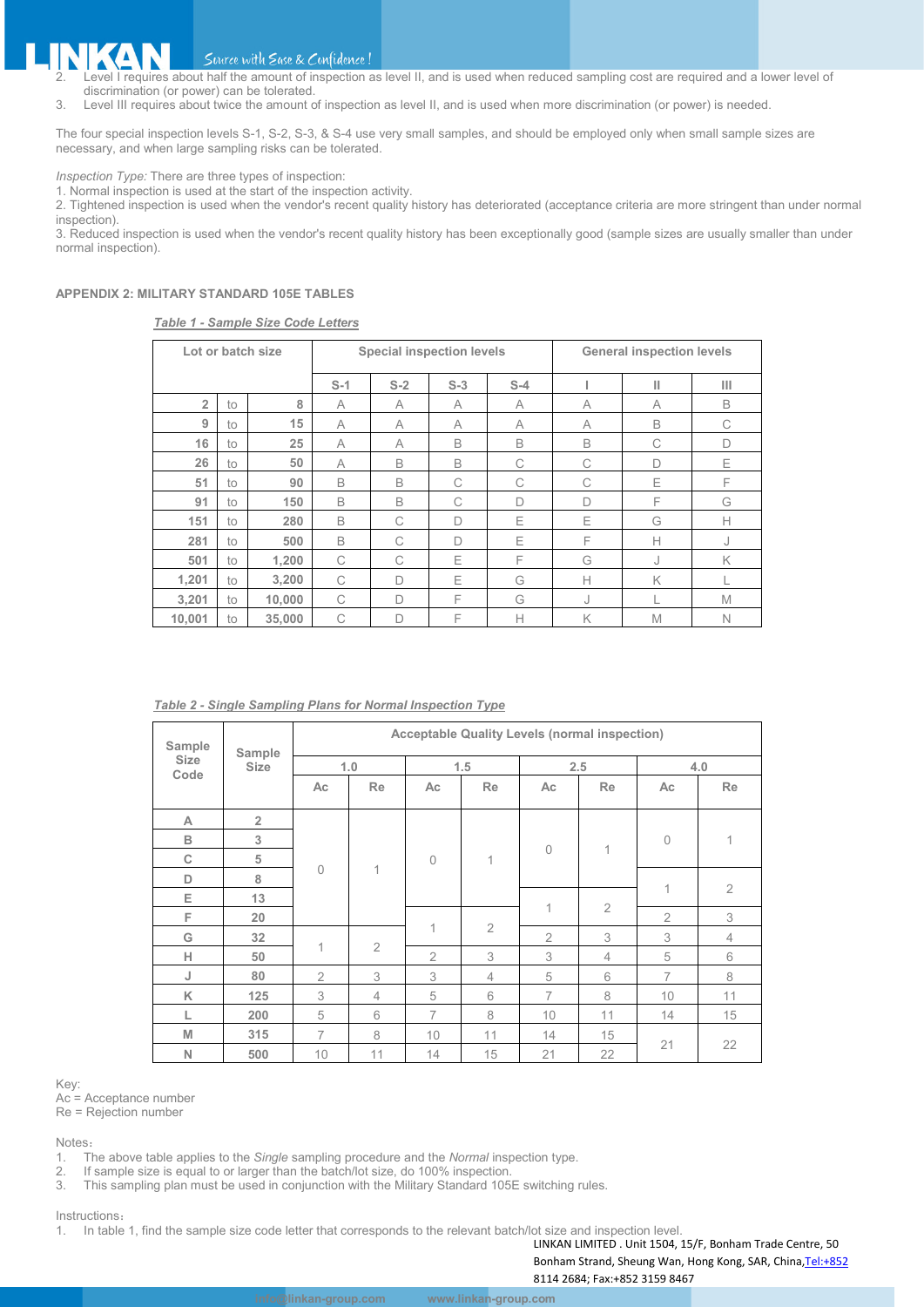2. Level I requires about half the amount of inspection as level II, and is used when reduced sampling cost are required and a lower level of discrimination (or power) can be tolerated.
3. Level III requires about twice the amount of inspection as level II, and is used when more discrimination (or power) is needed.

The four special inspection levels S-1, S-2, S-3, & S-4 use very small samples, and should be employed only when small sample sizes are necessary, and when large sampling risks can be tolerated.

*Inspection Type:* There are three types of inspection:
1. Normal inspection is used at the start of the inspection activity.
2. Tightened inspection is used when the vendor's recent quality history has deteriorated (acceptance criteria are more stringent than under normal inspection).
3. Reduced inspection is used when the vendor's recent quality history has been exceptionally good (sample sizes are usually smaller than under normal inspection).

**APPENDIX 2: MILITARY STANDARD 105E TABLES**

***Table 1 - Sample Size Code Letters***

| Lot or batch size | | | Special inspection levels | | | | General inspection levels | | |
|---|---|---|---|---|---|---|---|---|---|
| | | | S-1 | S-2 | S-3 | S-4 | I | II | III |
| 2 | to | 8 | A | A | A | A | A | A | B |
| 9 | to | 15 | A | A | A | A | A | B | C |
| 16 | to | 25 | A | A | B | B | B | C | D |
| 26 | to | 50 | A | B | B | C | C | D | E |
| 51 | to | 90 | B | B | C | C | C | E | F |
| 91 | to | 150 | B | B | C | D | D | F | G |
| 151 | to | 280 | B | C | D | E | E | G | H |
| 281 | to | 500 | B | C | D | E | F | H | J |
| 501 | to | 1,200 | C | C | E | F | G | J | K |
| 1,201 | to | 3,200 | C | D | E | G | H | K | L |
| 3,201 | to | 10,000 | C | D | F | G | J | L | M |
| 10,001 | to | 35,000 | C | D | F | H | K | M | N |

***Table 2 - Single Sampling Plans for Normal Inspection Type***

| Sample Size Code | Sample Size | Acceptable Quality Levels (normal inspection) | | | | | | | |
|---|---|---|---|---|---|---|---|---|---|
| | | 1.0 | | 1.5 | | 2.5 | | 4.0 | |
| | | Ac | Re | Ac | Re | Ac | Re | Ac | Re |
| A | 2 | 0 | 1 | 0 | 1 | 0 | 1 | 0 | 1 |
| B | 3 | 0 | 1 | 0 | 1 | 0 | 1 | 0 | 1 |
| C | 5 | 0 | 1 | 0 | 1 | 0 | 1 | 0 | 1 |
| D | 8 | 0 | 1 | 0 | 1 | 0 | 1 | 1 | 2 |
| E | 13 | 0 | 1 | 0 | 1 | 1 | 2 | 1 | 2 |
| F | 20 | 0 | 1 | 1 | 2 | 1 | 2 | 2 | 3 |
| G | 32 | 1 | 2 | 1 | 2 | 2 | 3 | 3 | 4 |
| H | 50 | 1 | 2 | 2 | 3 | 3 | 4 | 5 | 6 |
| J | 80 | 2 | 3 | 3 | 4 | 5 | 6 | 7 | 8 |
| K | 125 | 3 | 4 | 5 | 6 | 7 | 8 | 10 | 11 |
| L | 200 | 5 | 6 | 7 | 8 | 10 | 11 | 14 | 15 |
| M | 315 | 7 | 8 | 10 | 11 | 14 | 15 | 21 | 22 |
| N | 500 | 10 | 11 | 14 | 15 | 21 | 22 | 21 | 22 |

Key:
Ac = Acceptance number
Re = Rejection number

Notes：
1. The above table applies to the *Single* sampling procedure and the *Normal* inspection type.
2. If sample size is equal to or larger than the batch/lot size, do 100% inspection.
3. This sampling plan must be used in conjunction with the Military Standard 105E switching rules.

Instructions：
1. In table 1, find the sample size code letter that corresponds to the relevant batch/lot size and inspection level.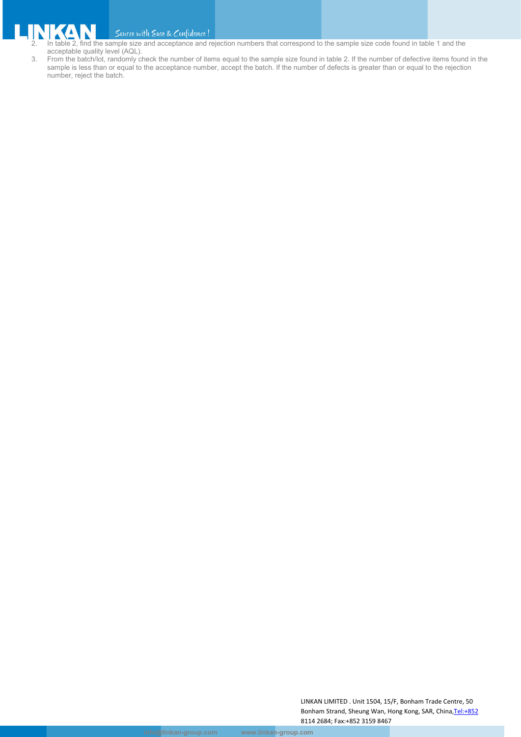2. In table 2, find the sample size and acceptance and rejection numbers that correspond to the sample size code found in table 1 and the acceptable quality level (AQL).
3. From the batch/lot, randomly check the number of items equal to the sample size found in table 2. If the number of defective items found in the sample is less than or equal to the acceptance number, accept the batch. If the number of defects is greater than or equal to the rejection number, reject the batch.